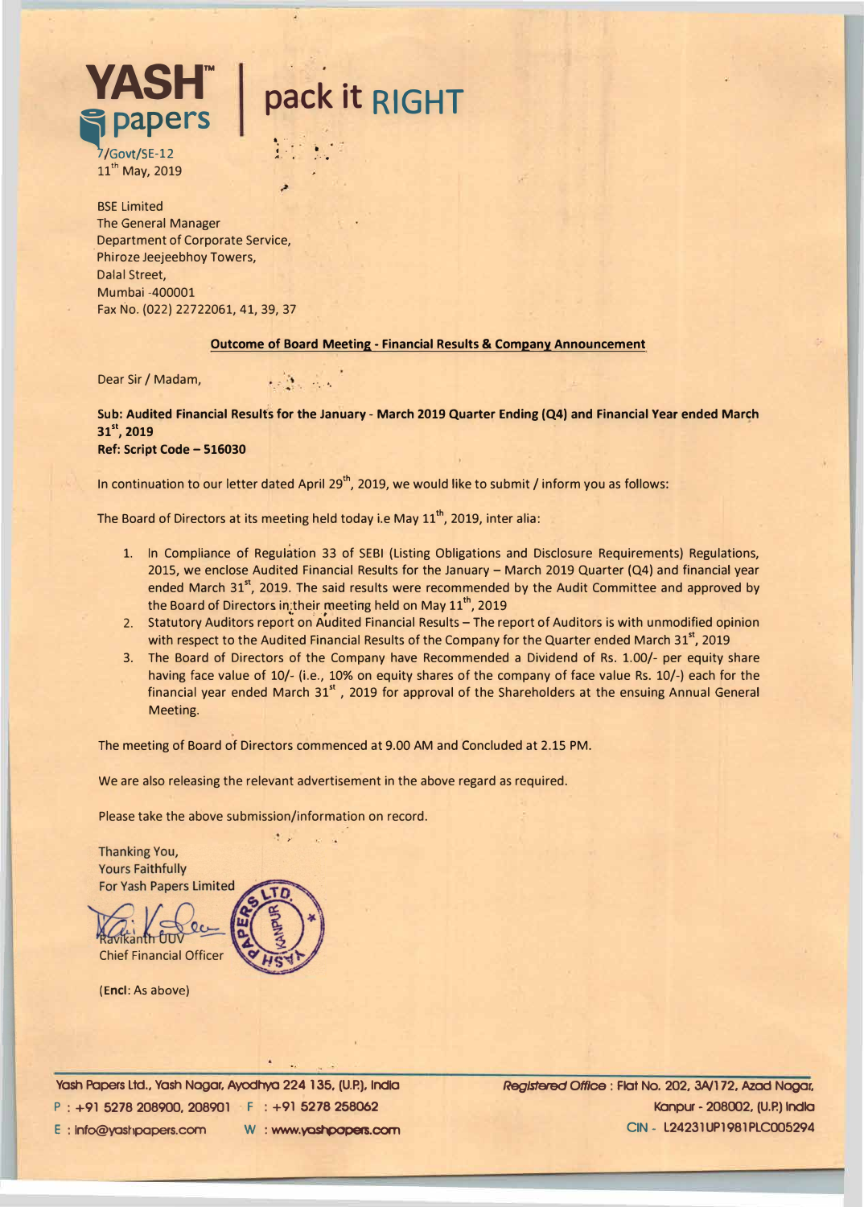**YASH™ papers** | pack it RIGHT

7/Govt/SE-12
11th May, 2019

BSE Limited
The General Manager
Department of Corporate Service,
Phiroze Jeejeebhoy Towers,
Dalal Street,
Mumbai -400001
Fax No. (022) 22722061, 41, 39, 37

**Outcome of Board Meeting - Financial Results & Company Announcement**

Dear Sir / Madam,

**Sub: Audited Financial Results for the January - March 2019 Quarter Ending (Q4) and Financial Year ended March 31st, 2019**
**Ref: Script Code – 516030**

In continuation to our letter dated April 29th, 2019, we would like to submit / inform you as follows:

The Board of Directors at its meeting held today i.e May 11th, 2019, inter alia:

1. In Compliance of Regulation 33 of SEBI (Listing Obligations and Disclosure Requirements) Regulations, 2015, we enclose Audited Financial Results for the January – March 2019 Quarter (Q4) and financial year ended March 31st, 2019. The said results were recommended by the Audit Committee and approved by the Board of Directors in their meeting held on May 11th, 2019
2. Statutory Auditors report on Audited Financial Results – The report of Auditors is with unmodified opinion with respect to the Audited Financial Results of the Company for the Quarter ended March 31st, 2019
3. The Board of Directors of the Company have Recommended a Dividend of Rs. 1.00/- per equity share having face value of 10/- (i.e., 10% on equity shares of the company of face value Rs. 10/-) each for the financial year ended March 31st, 2019 for approval of the Shareholders at the ensuing Annual General Meeting.

The meeting of Board of Directors commenced at 9.00 AM and Concluded at 2.15 PM.

We are also releasing the relevant advertisement in the above regard as required.

Please take the above submission/information on record.

Thanking You,
Yours Faithfully
For Yash Papers Limited

Ravikanth UUV
Chief Financial Officer

(Encl: As above)

Yash Papers Ltd., Yash Nagar, Ayodhya 224 135, (U.P.), India
P : +91 5278 208900, 208901 F : +91 5278 258062
E : info@yashpapers.com W : www.yashpapers.com

*Registered Office* : Flat No. 202, 3A/172, Azad Nagar, Kanpur - 208002, (U.P.) India
CIN - L24231UP1981PLC005294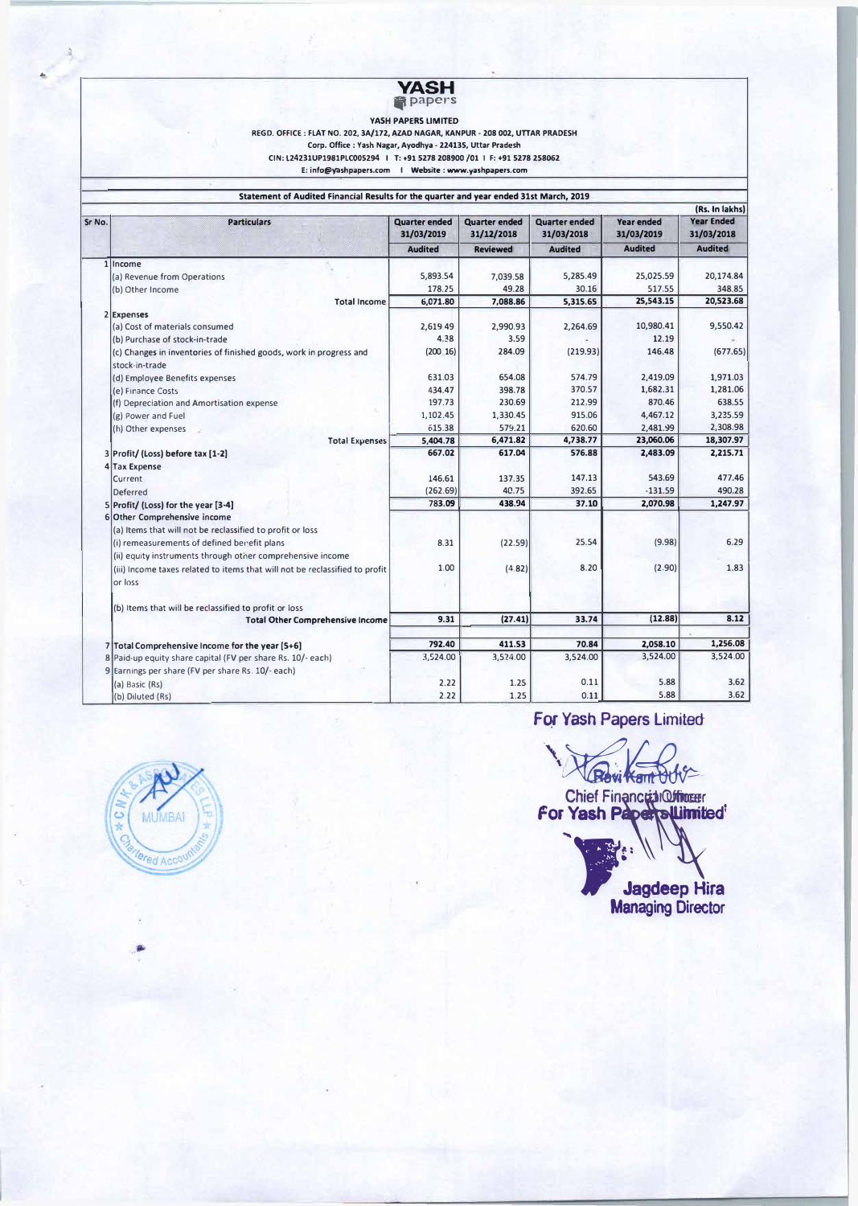# YASH papers

**YASH PAPERS LIMITED**

**REGD. OFFICE : FLAT NO. 202, 3A/172, AZAD NAGAR, KANPUR - 208 002, UTTAR PRADESH**

**Corp. Office : Yash Nagar, Ayodhya - 224135, Uttar Pradesh**

**CIN: L24231UP1981PLC005294 I T: +91 5278 208900 /01 I F: +91 5278 258062**

**E: info@yashpapers.com I Website : www.yashpapers.com**

**Statement of Audited Financial Results for the quarter and year ended 31st March, 2019**

(Rs. In lakhs)

| Sr No. | Particulars | Quarter ended 31/03/2019 | Quarter ended 31/12/2018 | Quarter ended 31/03/2018 | Year ended 31/03/2019 | Year Ended 31/03/2018 |
|---|---|---|---|---|---|---|
| | | Audited | Reviewed | Audited | Audited | Audited |
| 1 | **Income** | | | | | |
| | (a) Revenue from Operations | 5,893.54 | 7,039.58 | 5,285.49 | 25,025.59 | 20,174.84 |
| | (b) Other Income | 178.25 | 49.28 | 30.16 | 517.55 | 348.85 |
| | **Total Income** | **6,071.80** | **7,088.86** | **5,315.65** | **25,543.15** | **20,523.68** |
| 2 | **Expenses** | | | | | |
| | (a) Cost of materials consumed | 2,619.49 | 2,990.93 | 2,264.69 | 10,980.41 | 9,550.42 |
| | (b) Purchase of stock-in-trade | 4.38 | 3.59 | - | 12.19 | - |
| | (c) Changes in inventories of finished goods, work in progress and stock-in-trade | (200.16) | 284.09 | (219.93) | 146.48 | (677.65) |
| | (d) Employee Benefits expenses | 631.03 | 654.08 | 574.79 | 2,419.09 | 1,971.03 |
| | (e) Finance Costs | 434.47 | 398.78 | 370.57 | 1,682.31 | 1,281.06 |
| | (f) Depreciation and Amortisation expense | 197.73 | 230.69 | 212.99 | 870.46 | 638.55 |
| | (g) Power and Fuel | 1,102.45 | 1,330.45 | 915.06 | 4,467.12 | 3,235.59 |
| | (h) Other expenses | 615.38 | 579.21 | 620.60 | 2,481.99 | 2,308.98 |
| | **Total Expenses** | **5,404.78** | **6,471.82** | **4,738.77** | **23,060.06** | **18,307.97** |
| 3 | **Profit/ (Loss) before tax [1-2]** | **667.02** | **617.04** | **576.88** | **2,483.09** | **2,215.71** |
| 4 | **Tax Expense** | | | | | |
| | Current | 146.61 | 137.35 | 147.13 | 543.69 | 477.46 |
| | Deferred | (262.69) | 40.75 | 392.65 | -131.59 | 490.28 |
| 5 | **Profit/ (Loss) for the year [3-4]** | **783.09** | **438.94** | **37.10** | **2,070.98** | **1,247.97** |
| 6 | **Other Comprehensive income** | | | | | |
| | (a) Items that will not be reclassified to profit or loss | | | | | |
| | (i) remeasurements of defined benefit plans | 8.31 | (22.59) | 25.54 | (9.98) | 6.29 |
| | (ii) equity instruments through other comprehensive income | | | | | |
| | (iii) Income taxes related to items that will not be reclassified to profit or loss | 1.00 | (4.82) | 8.20 | (2.90) | 1.83 |
| | (b) Items that will be reclassified to profit or loss | | | | | |
| | **Total Other Comprehensive Income** | **9.31** | **(27.41)** | **33.74** | **(12.88)** | **8.12** |
| 7 | **Total Comprehensive Income for the year [5+6]** | **792.40** | **411.53** | **70.84** | **2,058.10** | **1,256.08** |
| 8 | Paid-up equity share capital (FV per share Rs. 10/- each) | 3,524.00 | 3,524.00 | 3,524.00 | 3,524.00 | 3,524.00 |
| 9 | Earnings per share (FV per share Rs. 10/- each) | | | | | |
| | (a) Basic (Rs) | 2.22 | 1.25 | 0.11 | 5.88 | 3.62 |
| | (b) Diluted (Rs) | 2.22 | 1.25 | 0.11 | 5.88 | 3.62 |

For Yash Papers Limited

Ravi Kant Dube
Chief Financial Officer

For Yash Papers Limited

Jagdeep Hira
Managing Director

CNK & Associates LLP, Mumbai, Chartered Accountants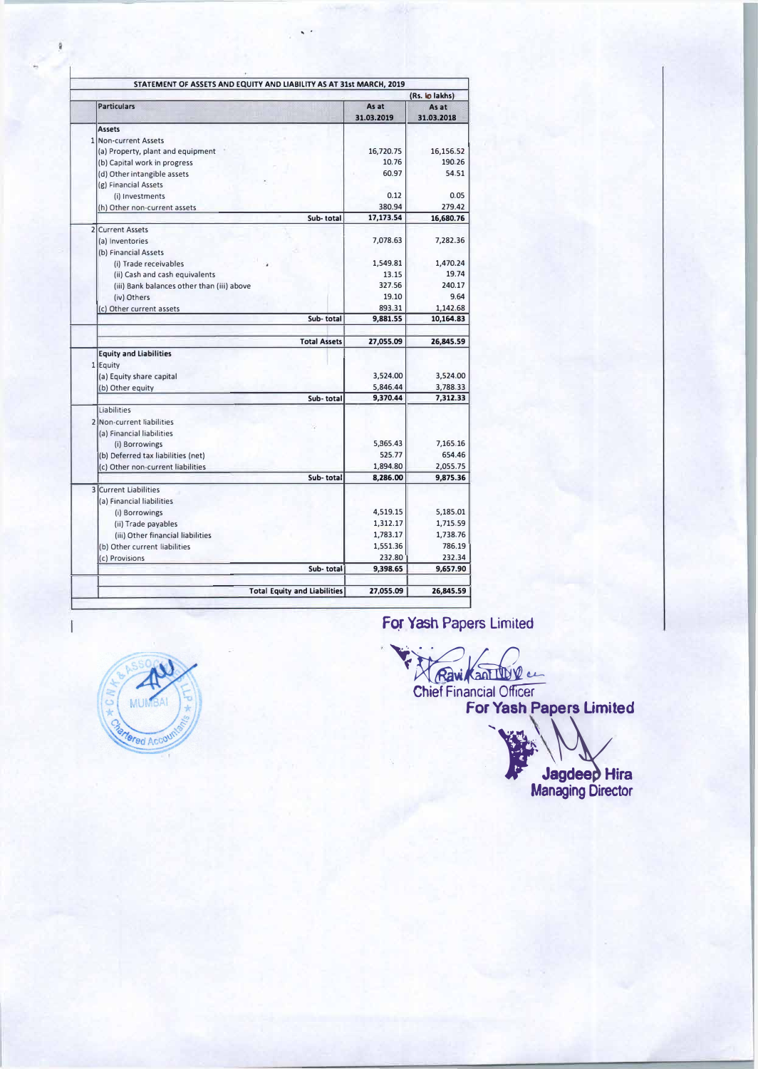| STATEMENT OF ASSETS AND EQUITY AND LIABILITY AS AT 31st MARCH, 2019 | | |
|---|---|---|
| | | (Rs. In lakhs) |
| **Particulars** | **As at 31.03.2019** | **As at 31.03.2018** |
| **Assets** | | |
| 1 Non-current Assets | | |
| (a) Property, plant and equipment | 16,720.75 | 16,156.52 |
| (b) Capital work in progress | 10.76 | 190.26 |
| (d) Other intangible assets | 60.97 | 54.51 |
| (g) Financial Assets | | |
| (i) Investments | 0.12 | 0.05 |
| (h) Other non-current assets | 380.94 | 279.42 |
| Sub- total | 17,173.54 | 16,680.76 |
| 2 Current Assets | | |
| (a) Inventories | 7,078.63 | 7,282.36 |
| (b) Financial Assets | | |
| (i) Trade receivables | 1,549.81 | 1,470.24 |
| (ii) Cash and cash equivalents | 13.15 | 19.74 |
| (iii) Bank balances other than (iii) above | 327.56 | 240.17 |
| (iv) Others | 19.10 | 9.64 |
| (c) Other current assets | 893.31 | 1,142.68 |
| Sub- total | 9,881.55 | 10,164.83 |
| **Total Assets** | **27,055.09** | **26,845.59** |
| **Equity and Liabilities** | | |
| 1 Equity | | |
| (a) Equity share capital | 3,524.00 | 3,524.00 |
| (b) Other equity | 5,846.44 | 3,788.33 |
| Sub- total | 9,370.44 | 7,312.33 |
| Liabilities | | |
| 2 Non-current liabilities | | |
| (a) Financial liabilities | | |
| (i) Borrowings | 5,865.43 | 7,165.16 |
| (b) Deferred tax liabilities (net) | 525.77 | 654.46 |
| (c) Other non-current liabilities | 1,894.80 | 2,055.75 |
| Sub- total | 8,286.00 | 9,875.36 |
| 3 Current Liabilities | | |
| (a) Financial liabilities | | |
| (i) Borrowings | 4,519.15 | 5,185.01 |
| (ii) Trade payables | 1,312.17 | 1,715.59 |
| (iii) Other financial liabilities | 1,783.17 | 1,738.76 |
| (b) Other current liabilities | 1,551.36 | 786.19 |
| (c) Provisions | 232.80 | 232.34 |
| Sub- total | 9,398.65 | 9,657.90 |
| **Total Equity and Liabilities** | **27,055.09** | **26,845.59** |

For Yash Papers Limited

Ravi Kant Tiwari
Chief Financial Officer

For Yash Papers Limited

Jagdeep Hira
Managing Director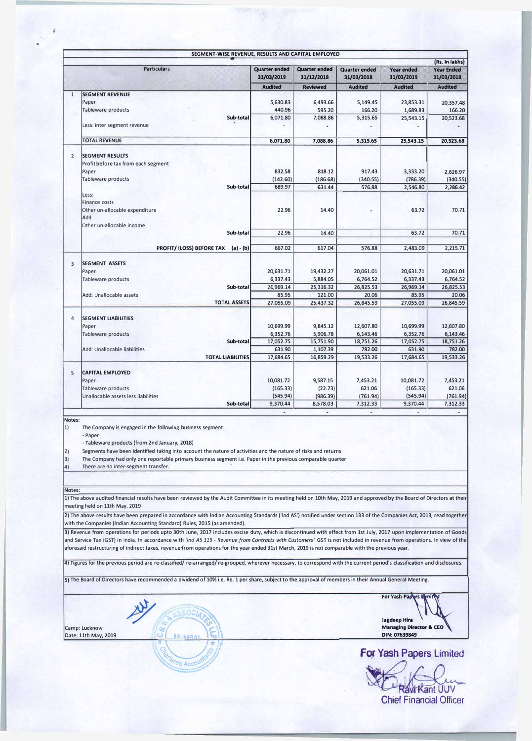## SEGMENT-WISE REVENUE, RESULTS AND CAPITAL EMPLOYED

(Rs. In lakhs)

| | Particulars | Quarter ended 31/03/2019 | Quarter ended 31/12/2018 | Quarter ended 31/03/2018 | Year ended 31/03/2019 | Year Ended 31/03/2018 |
|---|---|---|---|---|---|---|
| | | Audited | Reviewed | Audited | Audited | Audited |
| 1 | **SEGMENT REVENUE** | | | | | |
| | Paper | 5,630.83 | 6,493.66 | 5,149.45 | 23,853.31 | 20,357.48 |
| | Tableware products | 440.96 | 595.20 | 166.20 | 1,689.83 | 166.20 |
| | Sub-total | 6,071.80 | 7,088.86 | 5,315.65 | 25,543.15 | 20,523.68 |
| | Less: inter segment revenue | - | - | - | - | - |
| | **TOTAL REVENUE** | **6,071.80** | **7,088.86** | **5,315.65** | **25,543.15** | **20,523.68** |
| 2 | **SEGMENT RESULTS** | | | | | |
| | Profit before tax from each segment | | | | | |
| | Paper | 832.58 | 818.12 | 917.43 | 3,333.20 | 2,626.97 |
| | Tableware products | (142.60) | (186.68) | (340.55) | (786.39) | (340.55) |
| | Sub-total | 689.97 | 631.44 | 576.88 | 2,546.80 | 2,286.42 |
| | Less: | | | | | |
| | Finance costs | | | | | |
| | Other un-allocable expenditure | 22.96 | 14.40 | - | 63.72 | 70.71 |
| | Add: | | | | | |
| | Other un-allocable income | | | | | |
| | Sub-total | 22.96 | 14.40 | - | 63.72 | 70.71 |
| | **PROFIT/ (LOSS) BEFORE TAX (a) - (b)** | 667.02 | 617.04 | 576.88 | 2,483.09 | 2,215.71 |
| 3 | **SEGMENT ASSETS** | | | | | |
| | Paper | 20,631.71 | 19,432.27 | 20,061.01 | 20,631.71 | 20,061.01 |
| | Tableware products | 6,337.43 | 5,884.05 | 6,764.52 | 6,337.43 | 6,764.52 |
| | Sub-total | 26,969.14 | 25,316.32 | 26,825.53 | 26,969.14 | 26,825.53 |
| | Add: Unallocable assets | 85.95 | 121.00 | 20.06 | 85.95 | 20.06 |
| | **TOTAL ASSETS** | 27,055.09 | 25,437.32 | 26,845.59 | 27,055.09 | 26,845.59 |
| 4 | **SEGMENT LIABILITIES** | | | | | |
| | Paper | 10,699.99 | 9,845.12 | 12,607.80 | 10,699.99 | 12,607.80 |
| | Tableware products | 6,352.76 | 5,906.78 | 6,143.46 | 6,352.76 | 6,143.46 |
| | Sub-total | 17,052.75 | 15,751.90 | 18,751.26 | 17,052.75 | 18,751.26 |
| | Add: Unallocable liabilities | 631.90 | 1,107.39 | 782.00 | 631.90 | 782.00 |
| | **TOTAL LIABILITIES** | 17,684.65 | 16,859.29 | 19,533.26 | 17,684.65 | 19,533.26 |
| 5 | **CAPITAL EMPLOYED** | | | | | |
| | Paper | 10,081.72 | 9,587.15 | 7,453.21 | 10,081.72 | 7,453.21 |
| | Tableware products | (165.33) | (22.73) | 621.06 | (165.33) | 621.06 |
| | Unallocable assets less liabilities | (545.94) | (986.39) | (761.94) | (545.94) | (761.94) |
| | Sub-total | 9,370.44 | 8,578.03 | 7,312.33 | 9,370.44 | 7,312.33 |
| | | - | - | - | - | - |

**Notes:**

1) The Company is engaged in the following business segment:
   - Paper
   - Tableware products (from 2nd January, 2018)
2) Segments have been identified taking into account the nature of activities and the nature of risks and returns
3) The Company had only one reportable primary business segment i.e. Paper in the previous comparable quarter
4) There are no inter-segment transfer.

**Notes:**

1) The above audited financial results have been reviewed by the Audit Committee in its meeting held on 10th May, 2019 and approved by the Board of Directors at their meeting held on 11th May, 2019

2) The above results have been prepared in accordance with Indian Accounting Standards ('Ind AS') notified under section 133 of the Companies Act, 2013, read together with the Companies (Indian Accounting Standard) Rules, 2015 (as amended).

3) Revenue from operations for periods upto 30th June, 2017 includes excise duty, which is discontinued with effect from 1st July, 2017 upon implementation of Goods and Service Tax (GST) in India. In accordance with '*Ind AS 115 - Revenue from Contracts with Customers*' GST is not included in revenue from operations. In view of the aforesaid restructuring of indirect taxes, revenue from operations for the year ended 31st March, 2019 is not comparable with the previous year.

4) Figures for the previous period are re-classified/ re-arranged/ re-grouped, wherever necessary, to correspond with the current period's classification and disclosures.

5) The Board of Directors have recommended a dividend of 10% i.e. Re. 1 per share, subject to the approval of members in their Annual General Meeting.

Camp: Lucknow
Date: 11th May, 2019

For Yash Papers Limited

Jagdeep Hira
Managing Director & CEO
DIN: 07639849

For Yash Papers Limited

Ravi Kant UUV
Chief Financial Officer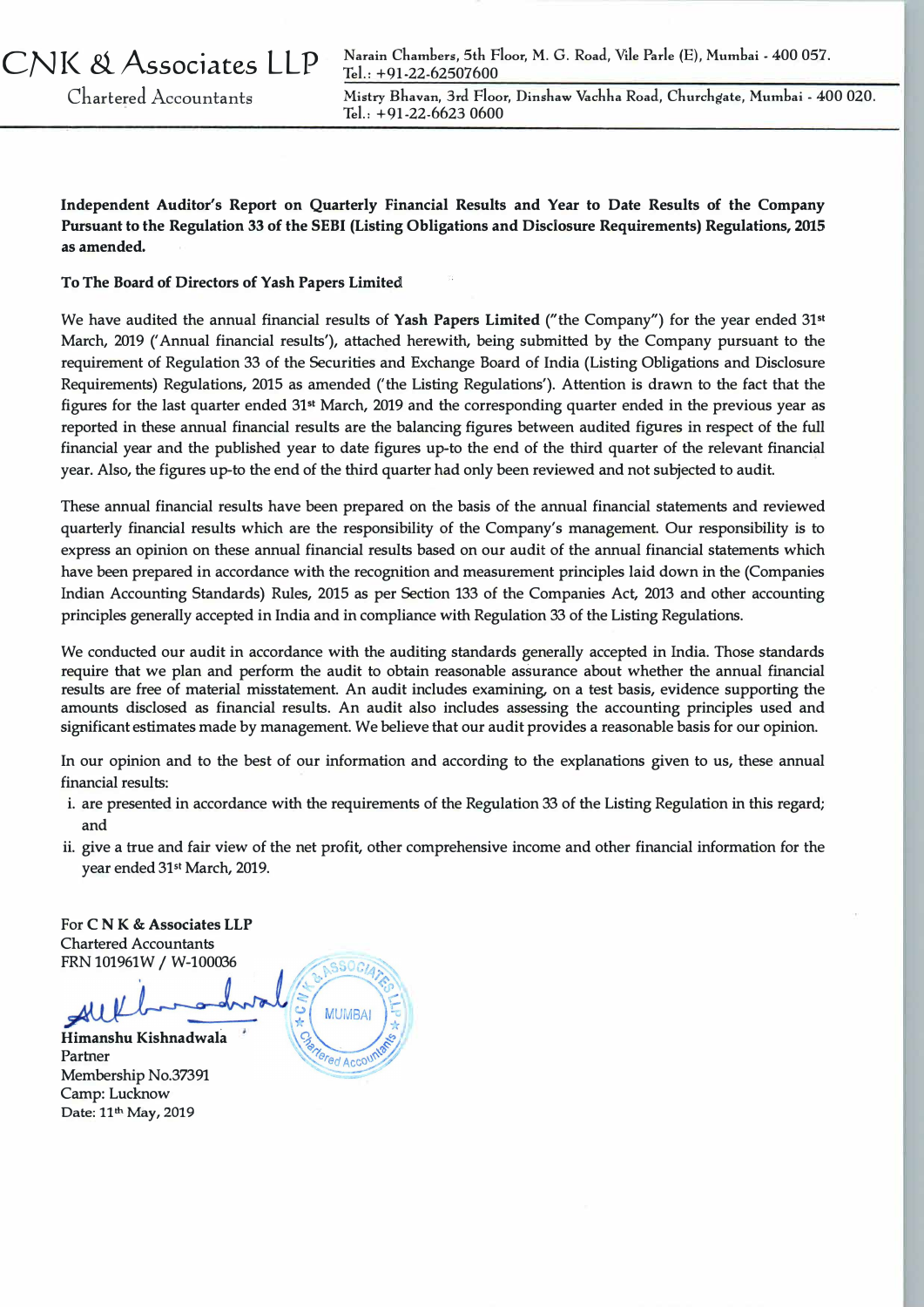CNK & Associates LLP
Chartered Accountants

Narain Chambers, 5th Floor, M. G. Road, Vile Parle (E), Mumbai - 400 057.
Tel.: +91-22-62507600

Mistry Bhavan, 3rd Floor, Dinshaw Vachha Road, Churchgate, Mumbai - 400 020.
Tel.: +91-22-6623 0600

**Independent Auditor's Report on Quarterly Financial Results and Year to Date Results of the Company Pursuant to the Regulation 33 of the SEBI (Listing Obligations and Disclosure Requirements) Regulations, 2015 as amended.**

**To The Board of Directors of Yash Papers Limited**

We have audited the annual financial results of **Yash Papers Limited** ("the Company") for the year ended 31st March, 2019 ('Annual financial results'), attached herewith, being submitted by the Company pursuant to the requirement of Regulation 33 of the Securities and Exchange Board of India (Listing Obligations and Disclosure Requirements) Regulations, 2015 as amended ('the Listing Regulations'). Attention is drawn to the fact that the figures for the last quarter ended 31st March, 2019 and the corresponding quarter ended in the previous year as reported in these annual financial results are the balancing figures between audited figures in respect of the full financial year and the published year to date figures up-to the end of the third quarter of the relevant financial year. Also, the figures up-to the end of the third quarter had only been reviewed and not subjected to audit.

These annual financial results have been prepared on the basis of the annual financial statements and reviewed quarterly financial results which are the responsibility of the Company's management. Our responsibility is to express an opinion on these annual financial results based on our audit of the annual financial statements which have been prepared in accordance with the recognition and measurement principles laid down in the (Companies Indian Accounting Standards) Rules, 2015 as per Section 133 of the Companies Act, 2013 and other accounting principles generally accepted in India and in compliance with Regulation 33 of the Listing Regulations.

We conducted our audit in accordance with the auditing standards generally accepted in India. Those standards require that we plan and perform the audit to obtain reasonable assurance about whether the annual financial results are free of material misstatement. An audit includes examining, on a test basis, evidence supporting the amounts disclosed as financial results. An audit also includes assessing the accounting principles used and significant estimates made by management. We believe that our audit provides a reasonable basis for our opinion.

In our opinion and to the best of our information and according to the explanations given to us, these annual financial results:

i. are presented in accordance with the requirements of the Regulation 33 of the Listing Regulation in this regard; and
ii. give a true and fair view of the net profit, other comprehensive income and other financial information for the year ended 31st March, 2019.

For **C N K & Associates LLP**
Chartered Accountants
FRN 101961W / W-100036

**Himanshu Kishnadwala**
Partner
Membership No.37391
Camp: Lucknow
Date: 11th May, 2019